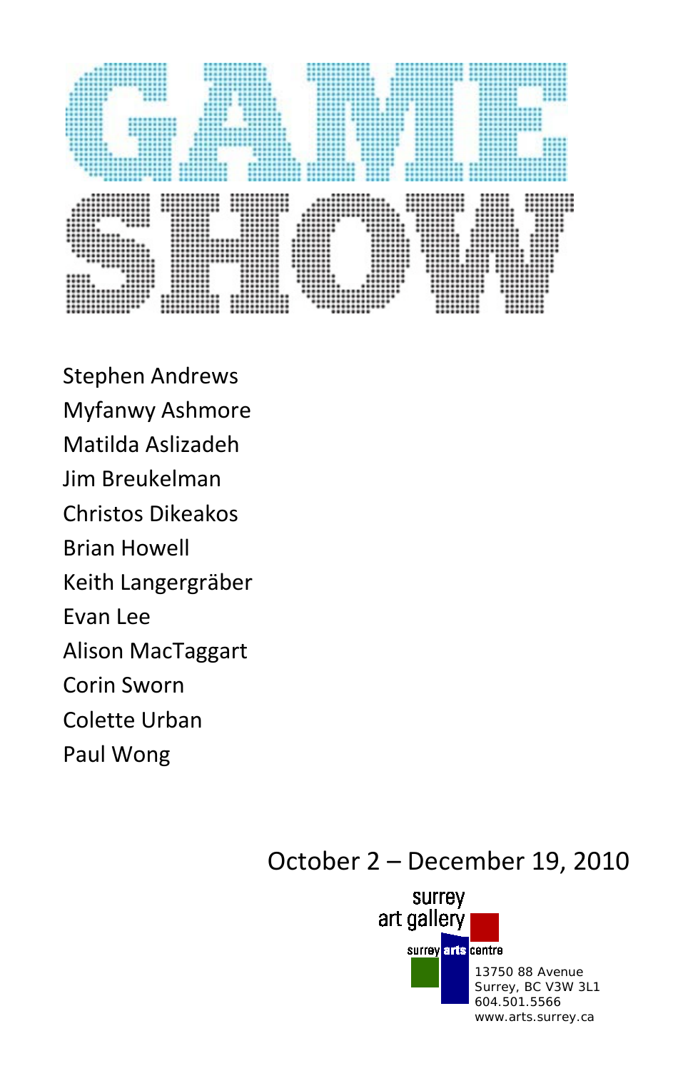# GAME SHOW

Stephen Andrews
Myfanwy Ashmore
Matilda Aslizadeh
Jim Breukelman
Christos Dikeakos
Brian Howell
Keith Langergräber
Evan Lee
Alison MacTaggart
Corin Sworn
Colette Urban
Paul Wong

October 2 – December 19, 2010

surrey art gallery

surrey arts centre

13750 88 Avenue
Surrey, BC V3W 3L1
604.501.5566
www.arts.surrey.ca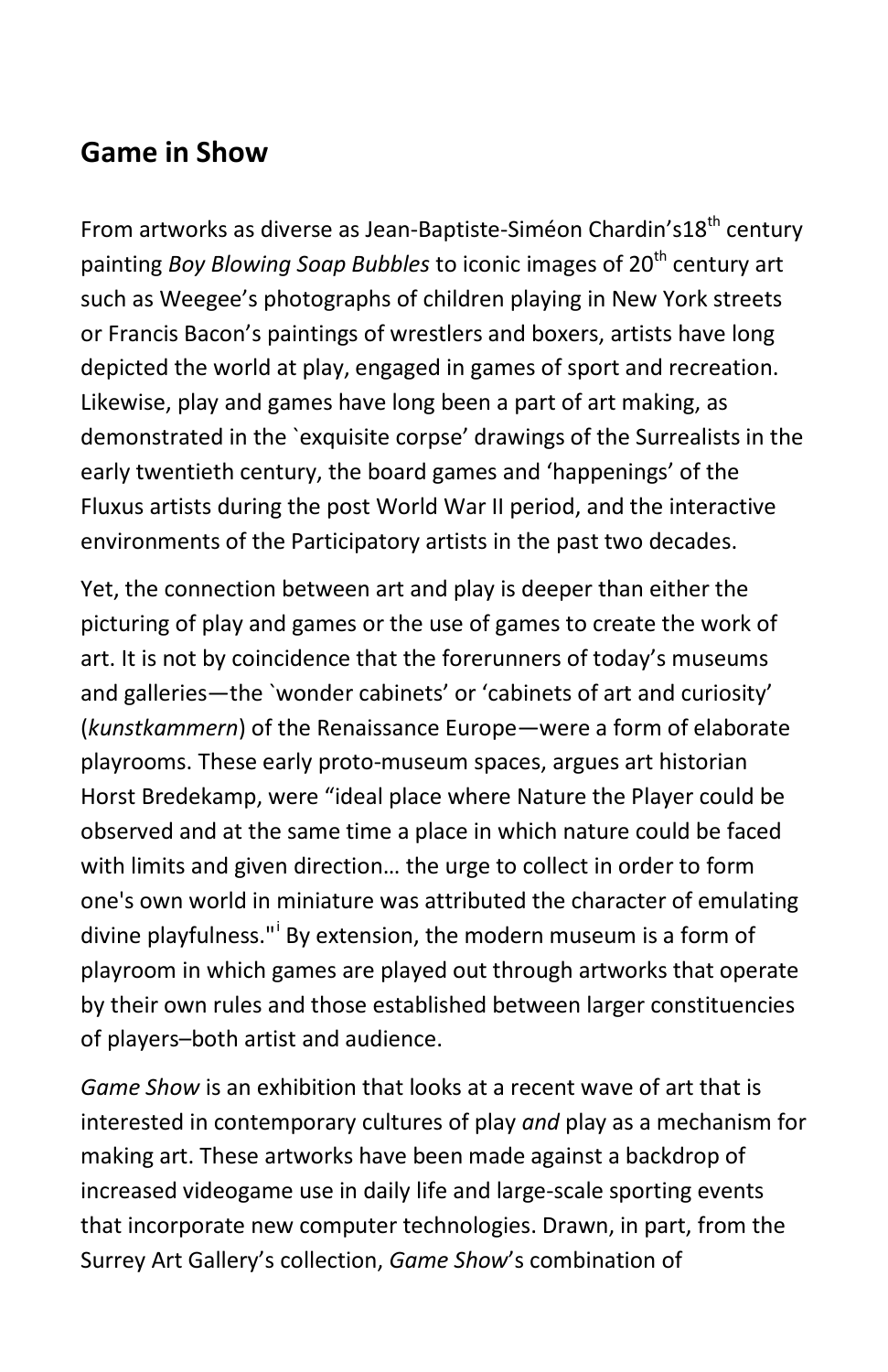## Game in Show

From artworks as diverse as Jean-Baptiste-Siméon Chardin's18th century painting *Boy Blowing Soap Bubbles* to iconic images of 20th century art such as Weegee's photographs of children playing in New York streets or Francis Bacon's paintings of wrestlers and boxers, artists have long depicted the world at play, engaged in games of sport and recreation. Likewise, play and games have long been a part of art making, as demonstrated in the `exquisite corpse' drawings of the Surrealists in the early twentieth century, the board games and 'happenings' of the Fluxus artists during the post World War II period, and the interactive environments of the Participatory artists in the past two decades.

Yet, the connection between art and play is deeper than either the picturing of play and games or the use of games to create the work of art. It is not by coincidence that the forerunners of today's museums and galleries—the `wonder cabinets' or 'cabinets of art and curiosity' (*kunstkammern*) of the Renaissance Europe—were a form of elaborate playrooms. These early proto-museum spaces, argues art historian Horst Bredekamp, were "ideal place where Nature the Player could be observed and at the same time a place in which nature could be faced with limits and given direction… the urge to collect in order to form one's own world in miniature was attributed the character of emulating divine playfulness."[i] By extension, the modern museum is a form of playroom in which games are played out through artworks that operate by their own rules and those established between larger constituencies of players–both artist and audience.

*Game Show* is an exhibition that looks at a recent wave of art that is interested in contemporary cultures of play *and* play as a mechanism for making art. These artworks have been made against a backdrop of increased videogame use in daily life and large-scale sporting events that incorporate new computer technologies. Drawn, in part, from the Surrey Art Gallery's collection, *Game Show*'s combination of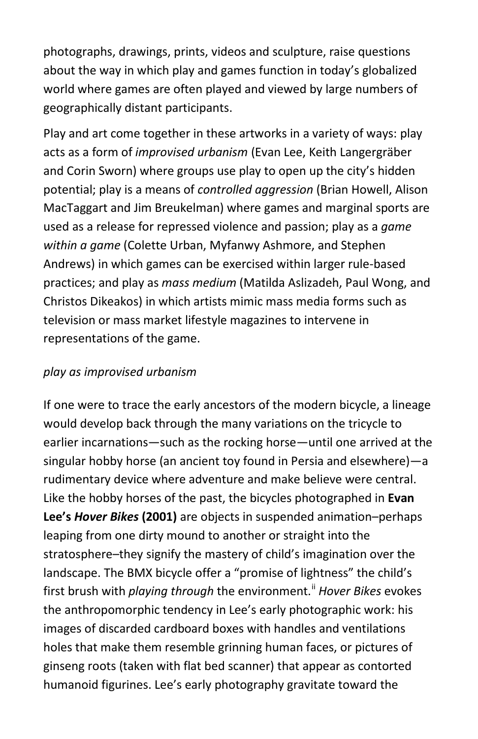photographs, drawings, prints, videos and sculpture, raise questions about the way in which play and games function in today's globalized world where games are often played and viewed by large numbers of geographically distant participants.

Play and art come together in these artworks in a variety of ways: play acts as a form of *improvised urbanism* (Evan Lee, Keith Langergräber and Corin Sworn) where groups use play to open up the city's hidden potential; play is a means of *controlled aggression* (Brian Howell, Alison MacTaggart and Jim Breukelman) where games and marginal sports are used as a release for repressed violence and passion; play as a *game within a game* (Colette Urban, Myfanwy Ashmore, and Stephen Andrews) in which games can be exercised within larger rule-based practices; and play as *mass medium* (Matilda Aslizadeh, Paul Wong, and Christos Dikeakos) in which artists mimic mass media forms such as television or mass market lifestyle magazines to intervene in representations of the game.

*play as improvised urbanism*

If one were to trace the early ancestors of the modern bicycle, a lineage would develop back through the many variations on the tricycle to earlier incarnations—such as the rocking horse—until one arrived at the singular hobby horse (an ancient toy found in Persia and elsewhere)—a rudimentary device where adventure and make believe were central. Like the hobby horses of the past, the bicycles photographed in **Evan Lee's *Hover Bikes* (2001)** are objects in suspended animation–perhaps leaping from one dirty mound to another or straight into the stratosphere–they signify the mastery of child's imagination over the landscape. The BMX bicycle offer a "promise of lightness" the child's first brush with *playing through* the environment.[ii] *Hover Bikes* evokes the anthropomorphic tendency in Lee's early photographic work: his images of discarded cardboard boxes with handles and ventilations holes that make them resemble grinning human faces, or pictures of ginseng roots (taken with flat bed scanner) that appear as contorted humanoid figurines. Lee's early photography gravitate toward the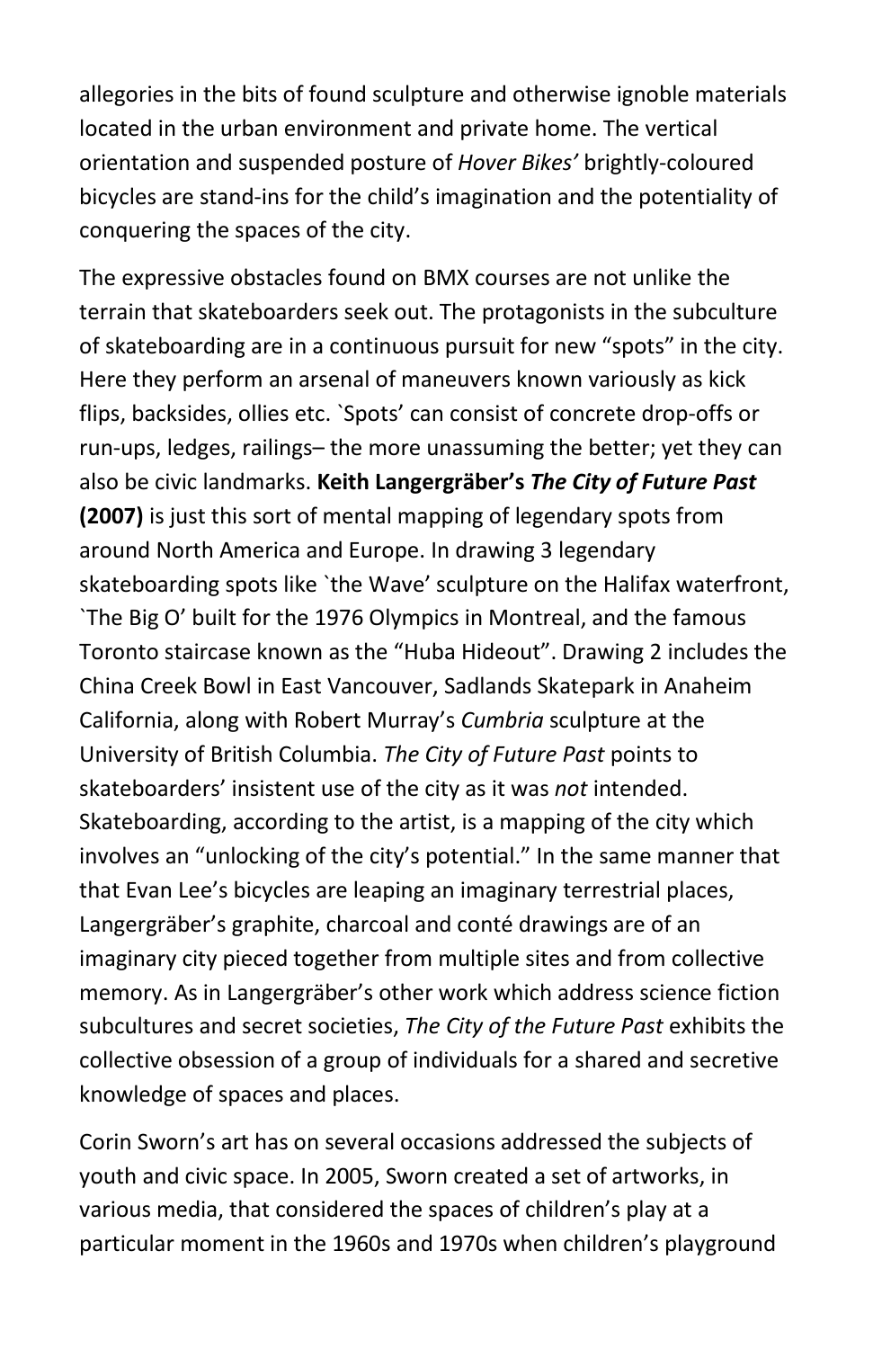allegories in the bits of found sculpture and otherwise ignoble materials located in the urban environment and private home. The vertical orientation and suspended posture of *Hover Bikes'* brightly-coloured bicycles are stand-ins for the child's imagination and the potentiality of conquering the spaces of the city.

The expressive obstacles found on BMX courses are not unlike the terrain that skateboarders seek out. The protagonists in the subculture of skateboarding are in a continuous pursuit for new "spots" in the city. Here they perform an arsenal of maneuvers known variously as kick flips, backsides, ollies etc. `Spots' can consist of concrete drop-offs or run-ups, ledges, railings– the more unassuming the better; yet they can also be civic landmarks. **Keith Langergräber's *The City of Future Past* (2007)** is just this sort of mental mapping of legendary spots from around North America and Europe. In drawing 3 legendary skateboarding spots like `the Wave' sculpture on the Halifax waterfront, `The Big O' built for the 1976 Olympics in Montreal, and the famous Toronto staircase known as the "Huba Hideout". Drawing 2 includes the China Creek Bowl in East Vancouver, Sadlands Skatepark in Anaheim California, along with Robert Murray's *Cumbria* sculpture at the University of British Columbia. *The City of Future Past* points to skateboarders' insistent use of the city as it was *not* intended. Skateboarding, according to the artist, is a mapping of the city which involves an "unlocking of the city's potential." In the same manner that that Evan Lee's bicycles are leaping an imaginary terrestrial places, Langergräber's graphite, charcoal and conté drawings are of an imaginary city pieced together from multiple sites and from collective memory. As in Langergräber's other work which address science fiction subcultures and secret societies, *The City of the Future Past* exhibits the collective obsession of a group of individuals for a shared and secretive knowledge of spaces and places.

Corin Sworn's art has on several occasions addressed the subjects of youth and civic space. In 2005, Sworn created a set of artworks, in various media, that considered the spaces of children's play at a particular moment in the 1960s and 1970s when children's playground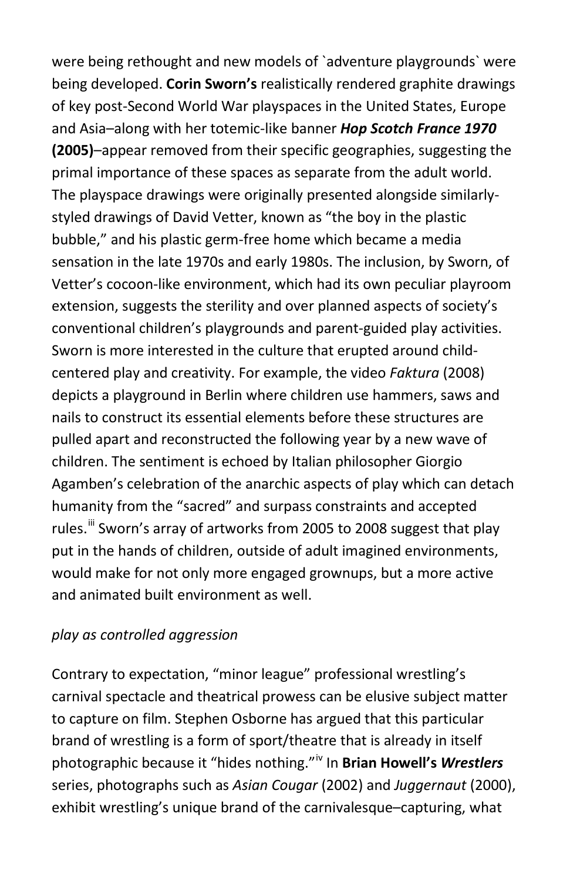were being rethought and new models of `adventure playgrounds` were being developed. **Corin Sworn's** realistically rendered graphite drawings of key post-Second World War playspaces in the United States, Europe and Asia–along with her totemic-like banner ***Hop Scotch France 1970* (2005)**–appear removed from their specific geographies, suggesting the primal importance of these spaces as separate from the adult world. The playspace drawings were originally presented alongside similarly-styled drawings of David Vetter, known as "the boy in the plastic bubble," and his plastic germ-free home which became a media sensation in the late 1970s and early 1980s. The inclusion, by Sworn, of Vetter's cocoon-like environment, which had its own peculiar playroom extension, suggests the sterility and over planned aspects of society's conventional children's playgrounds and parent-guided play activities. Sworn is more interested in the culture that erupted around child-centered play and creativity. For example, the video *Faktura* (2008) depicts a playground in Berlin where children use hammers, saws and nails to construct its essential elements before these structures are pulled apart and reconstructed the following year by a new wave of children. The sentiment is echoed by Italian philosopher Giorgio Agamben's celebration of the anarchic aspects of play which can detach humanity from the "sacred" and surpass constraints and accepted rules.[iii] Sworn's array of artworks from 2005 to 2008 suggest that play put in the hands of children, outside of adult imagined environments, would make for not only more engaged grownups, but a more active and animated built environment as well.

*play as controlled aggression*

Contrary to expectation, "minor league" professional wrestling's carnival spectacle and theatrical prowess can be elusive subject matter to capture on film. Stephen Osborne has argued that this particular brand of wrestling is a form of sport/theatre that is already in itself photographic because it "hides nothing."[iv] In **Brian Howell's *Wrestlers*** series, photographs such as *Asian Cougar* (2002) and *Juggernaut* (2000), exhibit wrestling's unique brand of the carnivalesque–capturing, what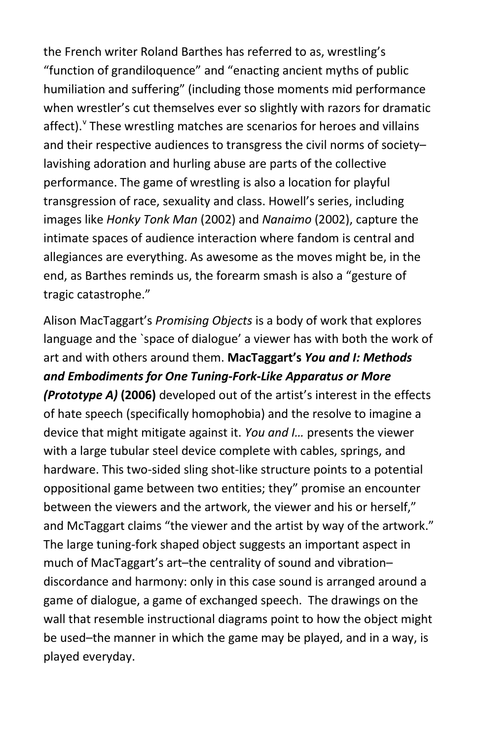the French writer Roland Barthes has referred to as, wrestling's "function of grandiloquence" and "enacting ancient myths of public humiliation and suffering" (including those moments mid performance when wrestler's cut themselves ever so slightly with razors for dramatic affect).[v] These wrestling matches are scenarios for heroes and villains and their respective audiences to transgress the civil norms of society– lavishing adoration and hurling abuse are parts of the collective performance. The game of wrestling is also a location for playful transgression of race, sexuality and class. Howell's series, including images like *Honky Tonk Man* (2002) and *Nanaimo* (2002), capture the intimate spaces of audience interaction where fandom is central and allegiances are everything. As awesome as the moves might be, in the end, as Barthes reminds us, the forearm smash is also a "gesture of tragic catastrophe."

Alison MacTaggart's *Promising Objects* is a body of work that explores language and the `space of dialogue' a viewer has with both the work of art and with others around them. **MacTaggart's *You and I: Methods and Embodiments for One Tuning-Fork-Like Apparatus or More (Prototype A)* (2006)** developed out of the artist's interest in the effects of hate speech (specifically homophobia) and the resolve to imagine a device that might mitigate against it. *You and I…* presents the viewer with a large tubular steel device complete with cables, springs, and hardware. This two-sided sling shot-like structure points to a potential oppositional game between two entities; they" promise an encounter between the viewers and the artwork, the viewer and his or herself," and McTaggart claims "the viewer and the artist by way of the artwork." The large tuning-fork shaped object suggests an important aspect in much of MacTaggart's art–the centrality of sound and vibration– discordance and harmony: only in this case sound is arranged around a game of dialogue, a game of exchanged speech. The drawings on the wall that resemble instructional diagrams point to how the object might be used–the manner in which the game may be played, and in a way, is played everyday.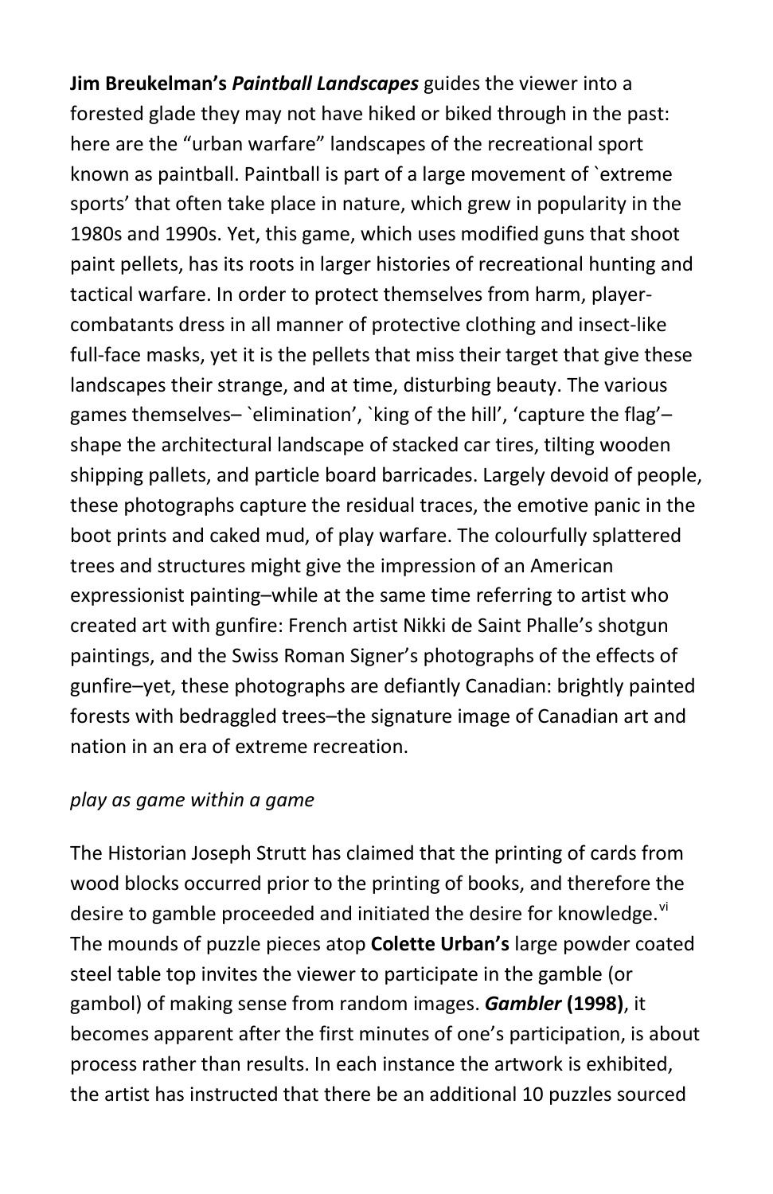**Jim Breukelman's *Paintball Landscapes*** guides the viewer into a forested glade they may not have hiked or biked through in the past: here are the "urban warfare" landscapes of the recreational sport known as paintball. Paintball is part of a large movement of `extreme sports' that often take place in nature, which grew in popularity in the 1980s and 1990s. Yet, this game, which uses modified guns that shoot paint pellets, has its roots in larger histories of recreational hunting and tactical warfare. In order to protect themselves from harm, player-combatants dress in all manner of protective clothing and insect-like full-face masks, yet it is the pellets that miss their target that give these landscapes their strange, and at time, disturbing beauty. The various games themselves– `elimination', `king of the hill', 'capture the flag'– shape the architectural landscape of stacked car tires, tilting wooden shipping pallets, and particle board barricades. Largely devoid of people, these photographs capture the residual traces, the emotive panic in the boot prints and caked mud, of play warfare. The colourfully splattered trees and structures might give the impression of an American expressionist painting–while at the same time referring to artist who created art with gunfire: French artist Nikki de Saint Phalle's shotgun paintings, and the Swiss Roman Signer's photographs of the effects of gunfire–yet, these photographs are defiantly Canadian: brightly painted forests with bedraggled trees–the signature image of Canadian art and nation in an era of extreme recreation.

*play as game within a game*

The Historian Joseph Strutt has claimed that the printing of cards from wood blocks occurred prior to the printing of books, and therefore the desire to gamble proceeded and initiated the desire for knowledge.[vi] The mounds of puzzle pieces atop **Colette Urban's** large powder coated steel table top invites the viewer to participate in the gamble (or gambol) of making sense from random images. ***Gambler* (1998)**, it becomes apparent after the first minutes of one's participation, is about process rather than results. In each instance the artwork is exhibited, the artist has instructed that there be an additional 10 puzzles sourced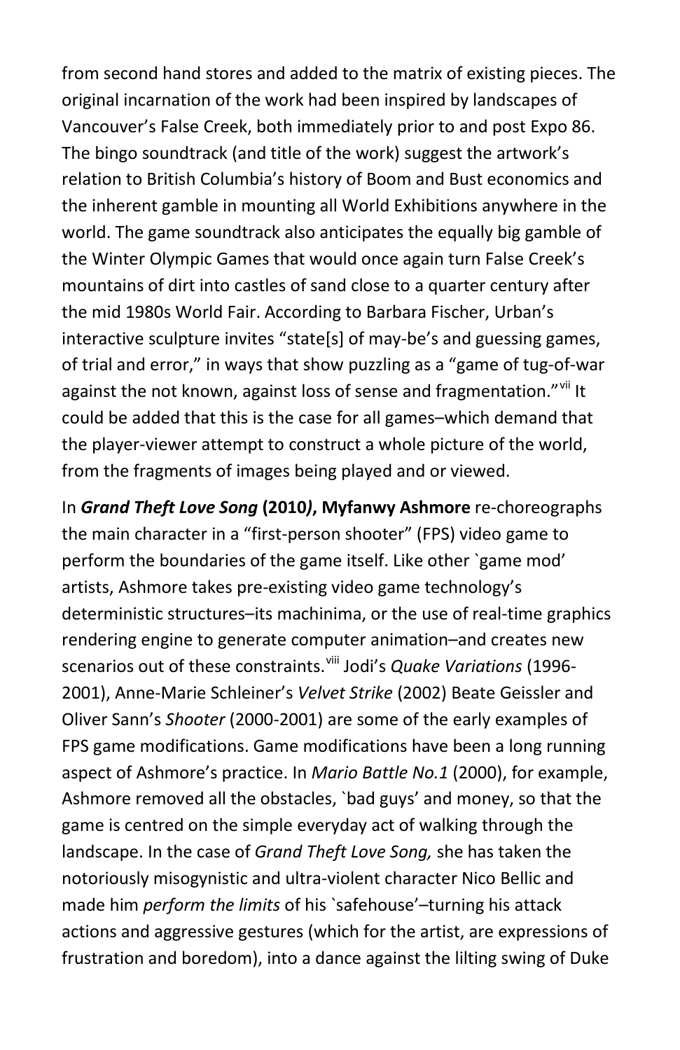from second hand stores and added to the matrix of existing pieces. The original incarnation of the work had been inspired by landscapes of Vancouver's False Creek, both immediately prior to and post Expo 86. The bingo soundtrack (and title of the work) suggest the artwork's relation to British Columbia's history of Boom and Bust economics and the inherent gamble in mounting all World Exhibitions anywhere in the world. The game soundtrack also anticipates the equally big gamble of the Winter Olympic Games that would once again turn False Creek's mountains of dirt into castles of sand close to a quarter century after the mid 1980s World Fair. According to Barbara Fischer, Urban's interactive sculpture invites "state[s] of may-be's and guessing games, of trial and error," in ways that show puzzling as a "game of tug-of-war against the not known, against loss of sense and fragmentation."[vii] It could be added that this is the case for all games–which demand that the player-viewer attempt to construct a whole picture of the world, from the fragments of images being played and or viewed.

In ***Grand Theft Love Song* (2010*)*, Myfanwy Ashmore** re-choreographs the main character in a "first-person shooter" (FPS) video game to perform the boundaries of the game itself. Like other `game mod' artists, Ashmore takes pre-existing video game technology's deterministic structures–its machinima, or the use of real-time graphics rendering engine to generate computer animation–and creates new scenarios out of these constraints.[viii] Jodi's *Quake Variations* (1996-2001), Anne-Marie Schleiner's *Velvet Strike* (2002) Beate Geissler and Oliver Sann's *Shooter* (2000-2001) are some of the early examples of FPS game modifications. Game modifications have been a long running aspect of Ashmore's practice. In *Mario Battle No.1* (2000), for example, Ashmore removed all the obstacles, `bad guys' and money, so that the game is centred on the simple everyday act of walking through the landscape. In the case of *Grand Theft Love Song,* she has taken the notoriously misogynistic and ultra-violent character Nico Bellic and made him *perform the limits* of his `safehouse'–turning his attack actions and aggressive gestures (which for the artist, are expressions of frustration and boredom), into a dance against the lilting swing of Duke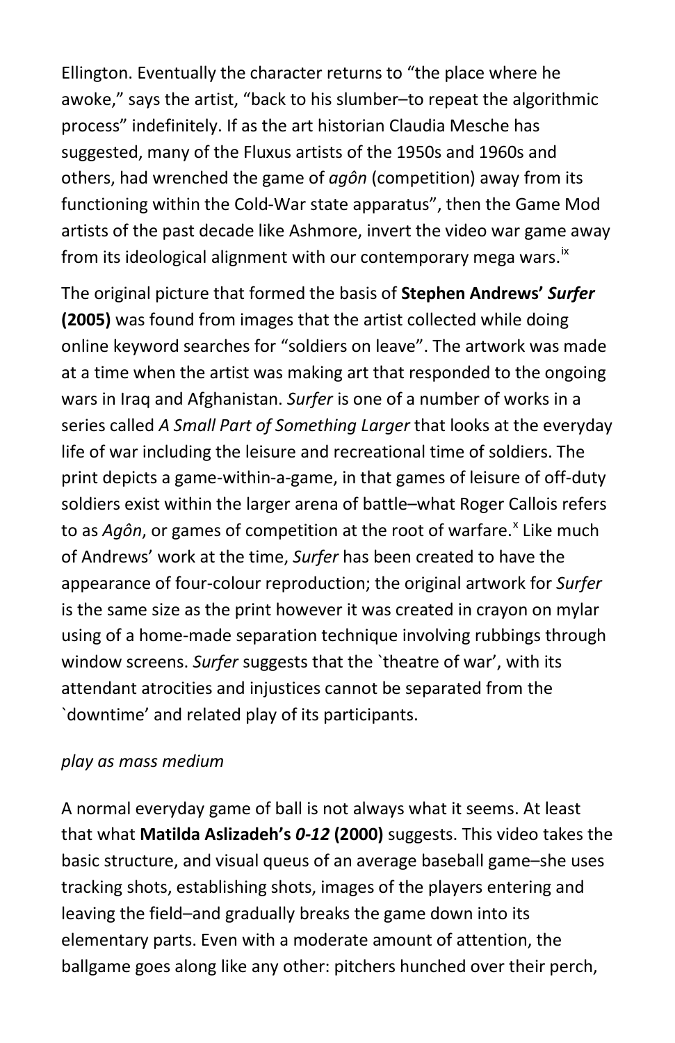Ellington. Eventually the character returns to "the place where he awoke," says the artist, "back to his slumber–to repeat the algorithmic process" indefinitely. If as the art historian Claudia Mesche has suggested, many of the Fluxus artists of the 1950s and 1960s and others, had wrenched the game of *agôn* (competition) away from its functioning within the Cold-War state apparatus", then the Game Mod artists of the past decade like Ashmore, invert the video war game away from its ideological alignment with our contemporary mega wars.[ix]

The original picture that formed the basis of **Stephen Andrews' *Surfer* (2005)** was found from images that the artist collected while doing online keyword searches for "soldiers on leave". The artwork was made at a time when the artist was making art that responded to the ongoing wars in Iraq and Afghanistan. *Surfer* is one of a number of works in a series called *A Small Part of Something Larger* that looks at the everyday life of war including the leisure and recreational time of soldiers. The print depicts a game-within-a-game, in that games of leisure of off-duty soldiers exist within the larger arena of battle–what Roger Callois refers to as *Agôn*, or games of competition at the root of warfare.[x] Like much of Andrews' work at the time, *Surfer* has been created to have the appearance of four-colour reproduction; the original artwork for *Surfer* is the same size as the print however it was created in crayon on mylar using of a home-made separation technique involving rubbings through window screens. *Surfer* suggests that the `theatre of war', with its attendant atrocities and injustices cannot be separated from the `downtime' and related play of its participants.

*play as mass medium*

A normal everyday game of ball is not always what it seems. At least that what **Matilda Aslizadeh's *0-12* (2000)** suggests. This video takes the basic structure, and visual queus of an average baseball game–she uses tracking shots, establishing shots, images of the players entering and leaving the field–and gradually breaks the game down into its elementary parts. Even with a moderate amount of attention, the ballgame goes along like any other: pitchers hunched over their perch,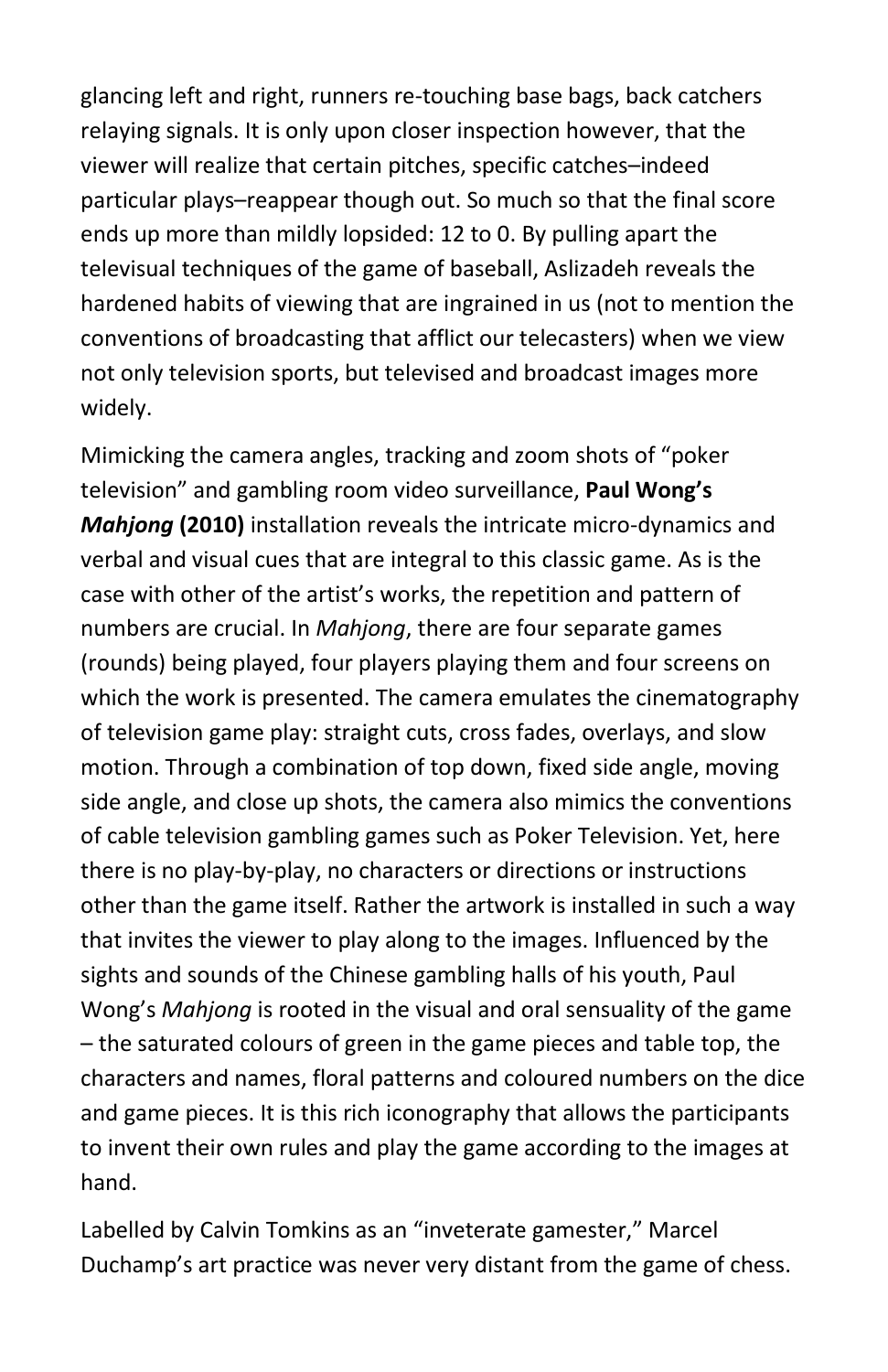glancing left and right, runners re-touching base bags, back catchers relaying signals. It is only upon closer inspection however, that the viewer will realize that certain pitches, specific catches–indeed particular plays–reappear though out. So much so that the final score ends up more than mildly lopsided: 12 to 0. By pulling apart the televisual techniques of the game of baseball, Aslizadeh reveals the hardened habits of viewing that are ingrained in us (not to mention the conventions of broadcasting that afflict our telecasters) when we view not only television sports, but televised and broadcast images more widely.

Mimicking the camera angles, tracking and zoom shots of "poker television" and gambling room video surveillance, **Paul Wong's *Mahjong* (2010)** installation reveals the intricate micro-dynamics and verbal and visual cues that are integral to this classic game. As is the case with other of the artist's works, the repetition and pattern of numbers are crucial. In *Mahjong*, there are four separate games (rounds) being played, four players playing them and four screens on which the work is presented. The camera emulates the cinematography of television game play: straight cuts, cross fades, overlays, and slow motion. Through a combination of top down, fixed side angle, moving side angle, and close up shots, the camera also mimics the conventions of cable television gambling games such as Poker Television. Yet, here there is no play-by-play, no characters or directions or instructions other than the game itself. Rather the artwork is installed in such a way that invites the viewer to play along to the images. Influenced by the sights and sounds of the Chinese gambling halls of his youth, Paul Wong's *Mahjong* is rooted in the visual and oral sensuality of the game – the saturated colours of green in the game pieces and table top, the characters and names, floral patterns and coloured numbers on the dice and game pieces. It is this rich iconography that allows the participants to invent their own rules and play the game according to the images at hand.

Labelled by Calvin Tomkins as an "inveterate gamester," Marcel Duchamp's art practice was never very distant from the game of chess.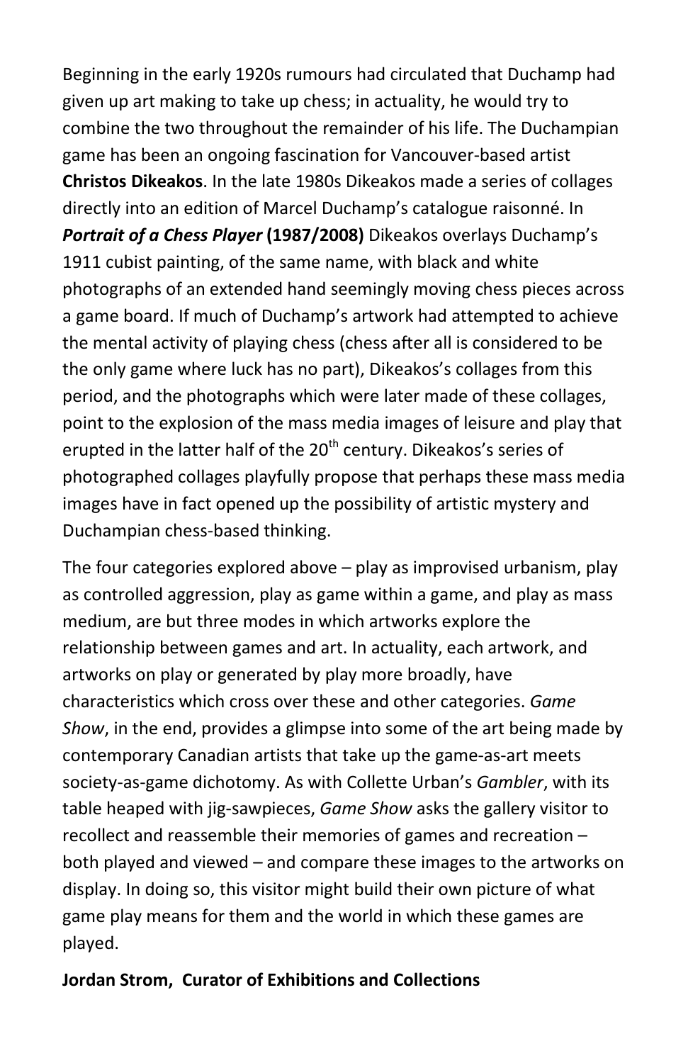Beginning in the early 1920s rumours had circulated that Duchamp had given up art making to take up chess; in actuality, he would try to combine the two throughout the remainder of his life. The Duchampian game has been an ongoing fascination for Vancouver-based artist **Christos Dikeakos**. In the late 1980s Dikeakos made a series of collages directly into an edition of Marcel Duchamp's catalogue raisonné. In ***Portrait of a Chess Player*** **(1987/2008)** Dikeakos overlays Duchamp's 1911 cubist painting, of the same name, with black and white photographs of an extended hand seemingly moving chess pieces across a game board. If much of Duchamp's artwork had attempted to achieve the mental activity of playing chess (chess after all is considered to be the only game where luck has no part), Dikeakos's collages from this period, and the photographs which were later made of these collages, point to the explosion of the mass media images of leisure and play that erupted in the latter half of the 20th century. Dikeakos's series of photographed collages playfully propose that perhaps these mass media images have in fact opened up the possibility of artistic mystery and Duchampian chess-based thinking.

The four categories explored above – play as improvised urbanism, play as controlled aggression, play as game within a game, and play as mass medium, are but three modes in which artworks explore the relationship between games and art. In actuality, each artwork, and artworks on play or generated by play more broadly, have characteristics which cross over these and other categories. *Game Show*, in the end, provides a glimpse into some of the art being made by contemporary Canadian artists that take up the game-as-art meets society-as-game dichotomy. As with Collette Urban's *Gambler*, with its table heaped with jig-sawpieces, *Game Show* asks the gallery visitor to recollect and reassemble their memories of games and recreation – both played and viewed – and compare these images to the artworks on display. In doing so, this visitor might build their own picture of what game play means for them and the world in which these games are played.

**Jordan Strom, Curator of Exhibitions and Collections**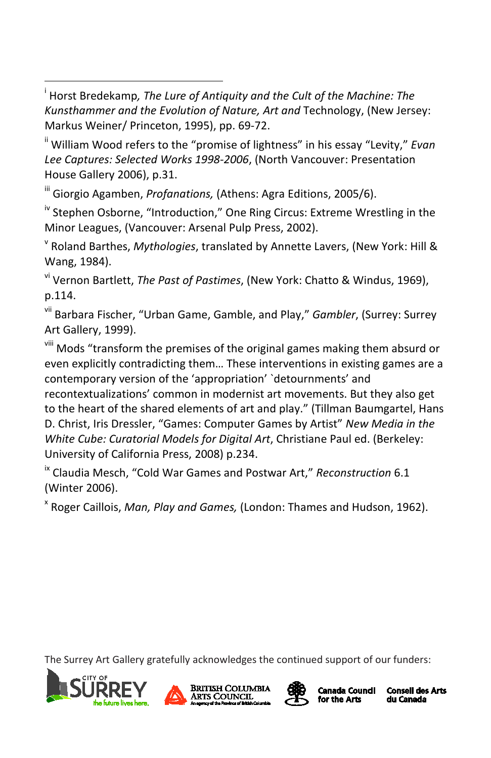[i] Horst Bredekamp*, The Lure of Antiquity and the Cult of the Machine: The Kunsthammer and the Evolution of Nature, Art and* Technology, (New Jersey: Markus Weiner/ Princeton, 1995), pp. 69-72.

[ii] William Wood refers to the "promise of lightness" in his essay "Levity," *Evan Lee Captures: Selected Works 1998-2006*, (North Vancouver: Presentation House Gallery 2006), p.31.

[iii] Giorgio Agamben, *Profanations,* (Athens: Agra Editions, 2005/6).

[iv] Stephen Osborne, "Introduction," One Ring Circus: Extreme Wrestling in the Minor Leagues, (Vancouver: Arsenal Pulp Press, 2002).

[v] Roland Barthes, *Mythologies*, translated by Annette Lavers, (New York: Hill & Wang, 1984).

[vi] Vernon Bartlett, *The Past of Pastimes*, (New York: Chatto & Windus, 1969), p.114.

[vii] Barbara Fischer, "Urban Game, Gamble, and Play," *Gambler*, (Surrey: Surrey Art Gallery, 1999).

[viii] Mods "transform the premises of the original games making them absurd or even explicitly contradicting them… These interventions in existing games are a contemporary version of the 'appropriation' `detournments' and recontextualizations' common in modernist art movements. But they also get to the heart of the shared elements of art and play." (Tillman Baumgartel, Hans D. Christ, Iris Dressler, "Games: Computer Games by Artist" *New Media in the White Cube: Curatorial Models for Digital Art*, Christiane Paul ed. (Berkeley: University of California Press, 2008) p.234.

[ix] Claudia Mesch, "Cold War Games and Postwar Art," *Reconstruction* 6.1 (Winter 2006).

[x] Roger Caillois, *Man, Play and Games,* (London: Thames and Hudson, 1962).

The Surrey Art Gallery gratefully acknowledges the continued support of our funders:

CITY OF SURREY the future lives here.

BRITISH COLUMBIA ARTS COUNCIL An agency of the Province of British Columbia

Canada Council for the Arts

Conseil des Arts du Canada